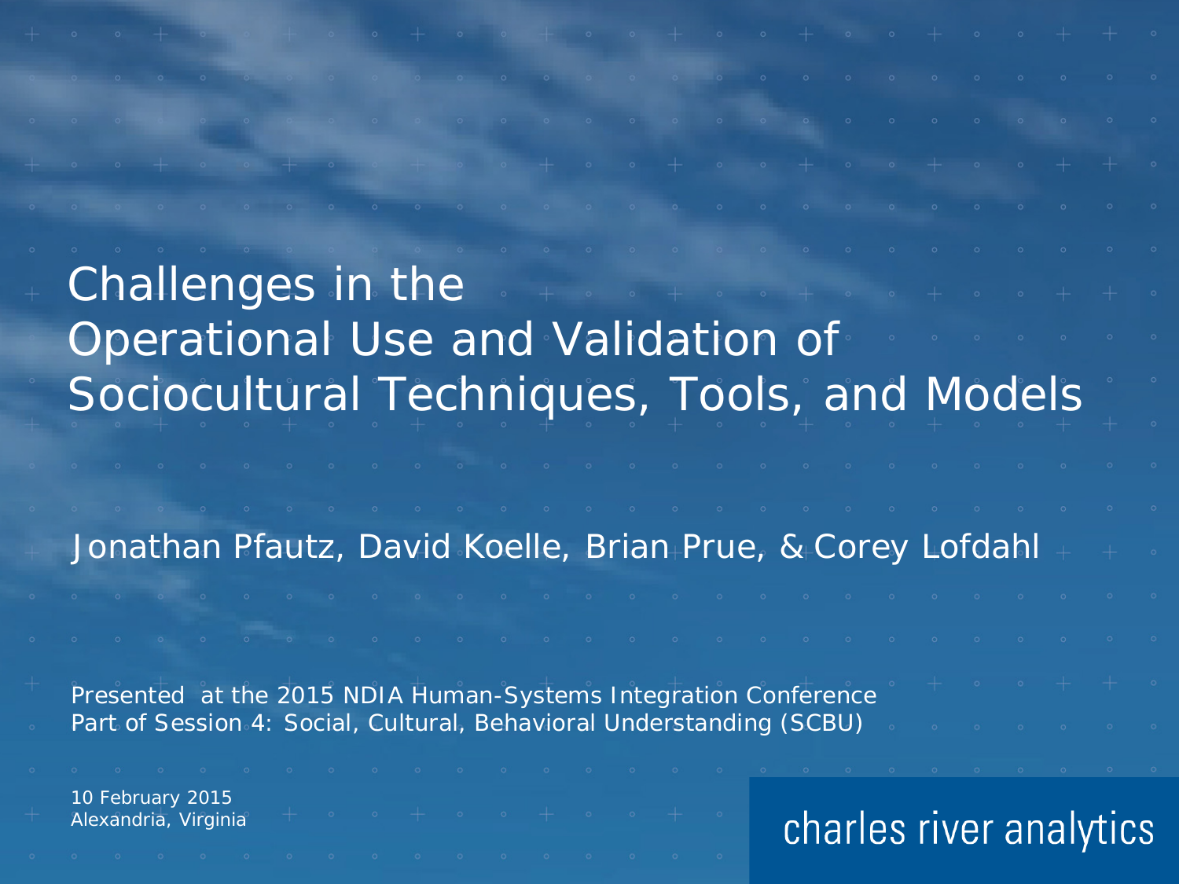# Challenges in the Operational Use and Validation of Sociocultural Techniques, Tools, and Models

Jonathan Pfautz, David Koelle, Brian Prue, & Corey Lofdahl

Presented at the 2015 NDIA Human-Systems Integration Conference
Part of Session 4: Social, Cultural, Behavioral Understanding (SCBU)

10 February 2015
Alexandria, Virginia

charles river analytics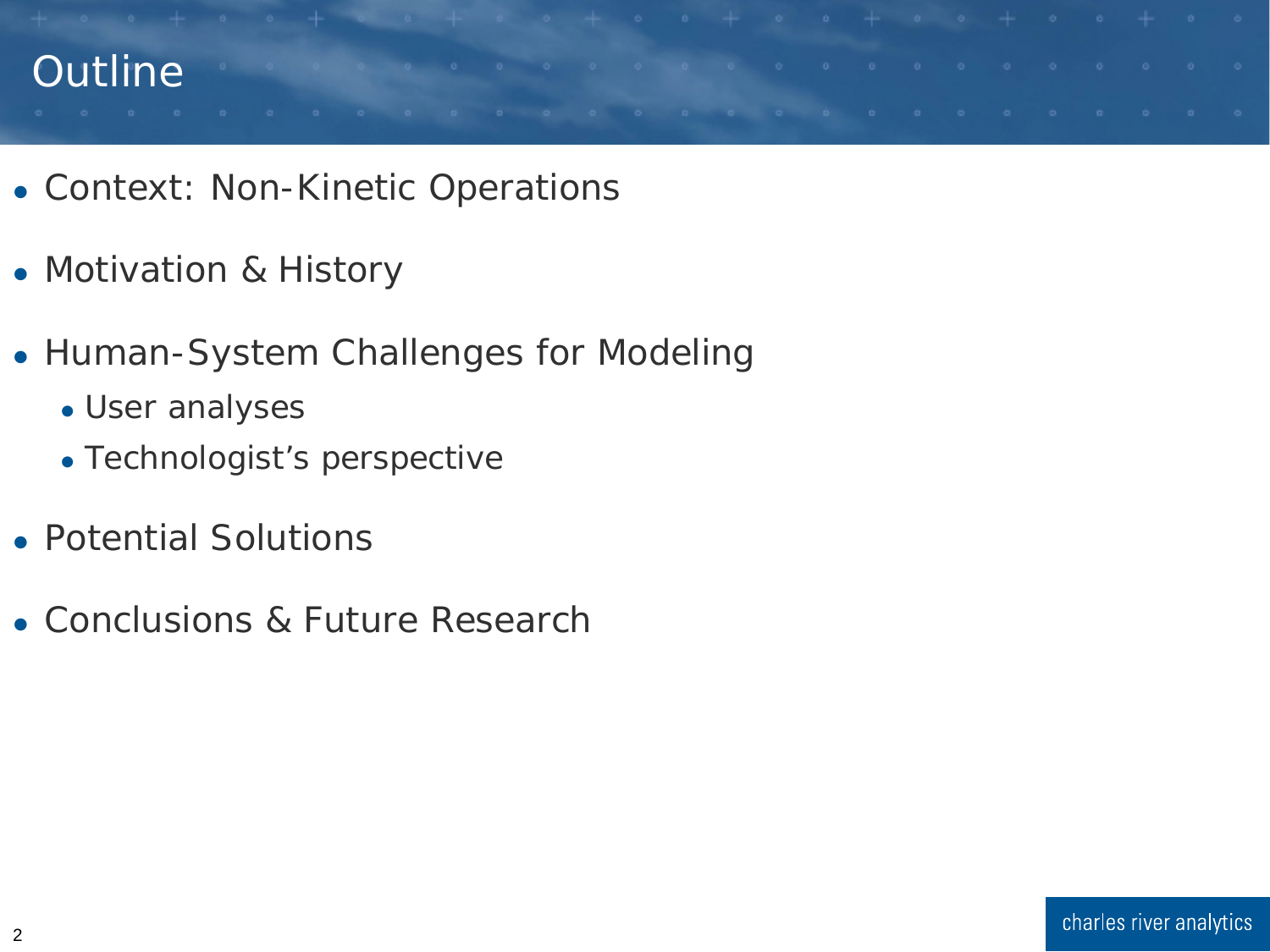# Outline

- Context: Non-Kinetic Operations
- Motivation & History
- Human-System Challenges for Modeling
  - User analyses
  - Technologist's perspective
- Potential Solutions
- Conclusions & Future Research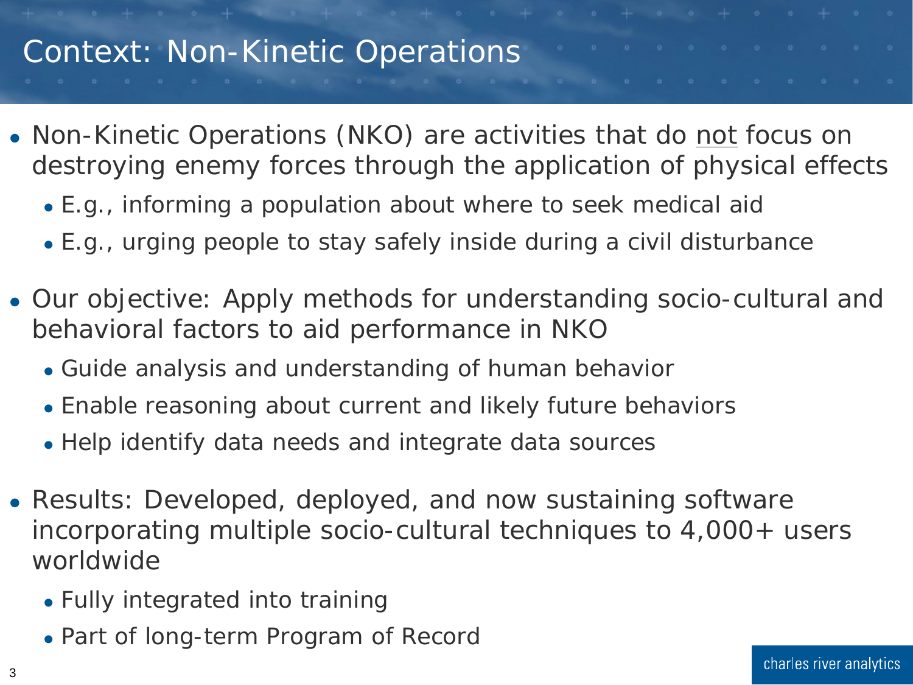# Context: Non-Kinetic Operations

- Non-Kinetic Operations (NKO) are activities that do <u>not</u> focus on destroying enemy forces through the application of physical effects
  - E.g., informing a population about where to seek medical aid
  - E.g., urging people to stay safely inside during a civil disturbance
- Our objective: Apply methods for understanding socio-cultural and behavioral factors to aid performance in NKO
  - Guide analysis and understanding of human behavior
  - Enable reasoning about current and likely future behaviors
  - Help identify data needs and integrate data sources
- Results: Developed, deployed, and now sustaining software incorporating multiple socio-cultural techniques to 4,000+ users worldwide
  - Fully integrated into training
  - Part of long-term Program of Record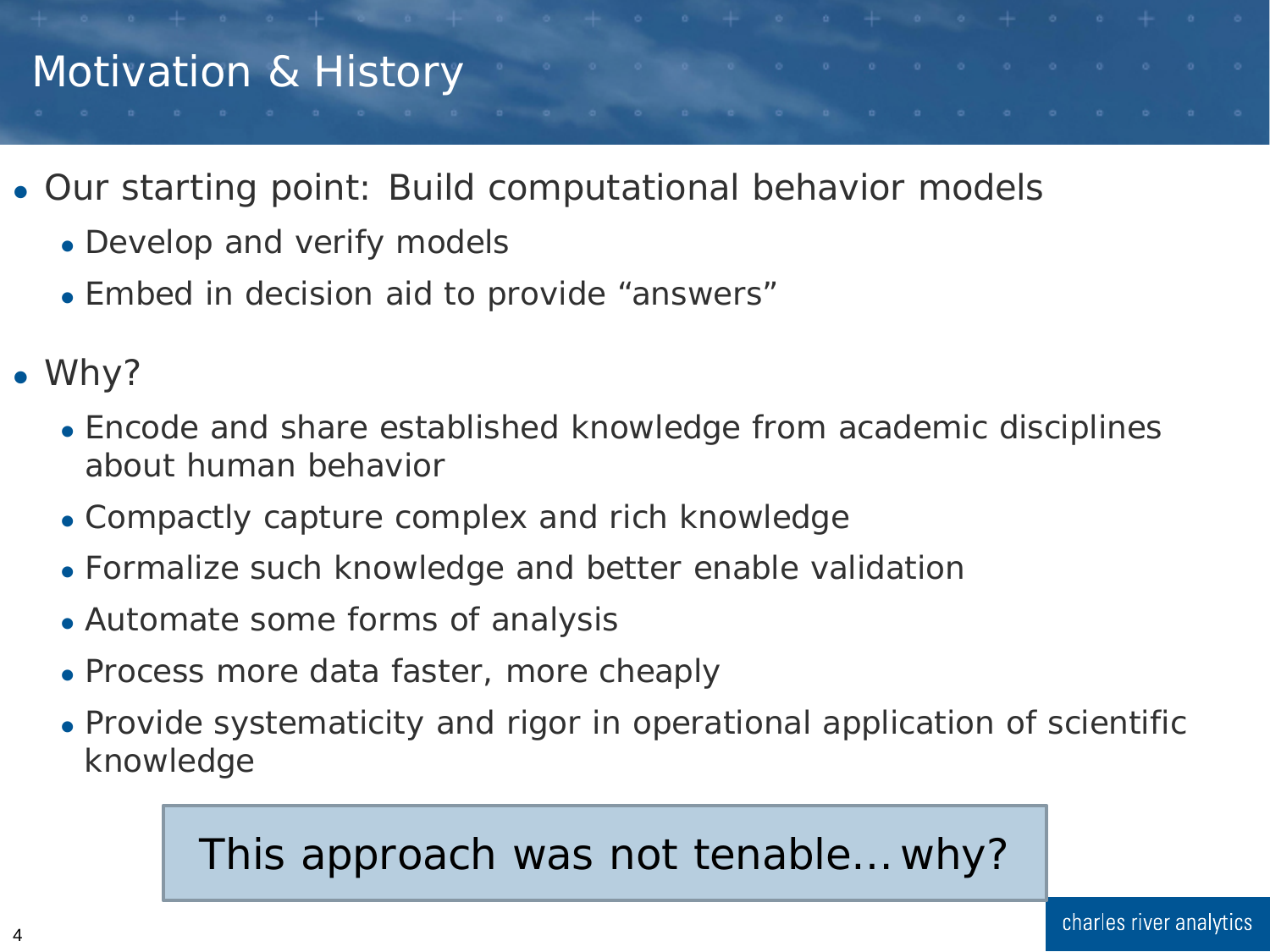# Motivation & History

- Our starting point: Build computational behavior models
  - Develop and verify models
  - Embed in decision aid to provide “answers”
- Why?
  - Encode and share established knowledge from academic disciplines about human behavior
  - Compactly capture complex and rich knowledge
  - Formalize such knowledge and better enable validation
  - Automate some forms of analysis
  - Process more data faster, more cheaply
  - Provide systematicity and rigor in operational application of scientific knowledge

This approach was not tenable… why?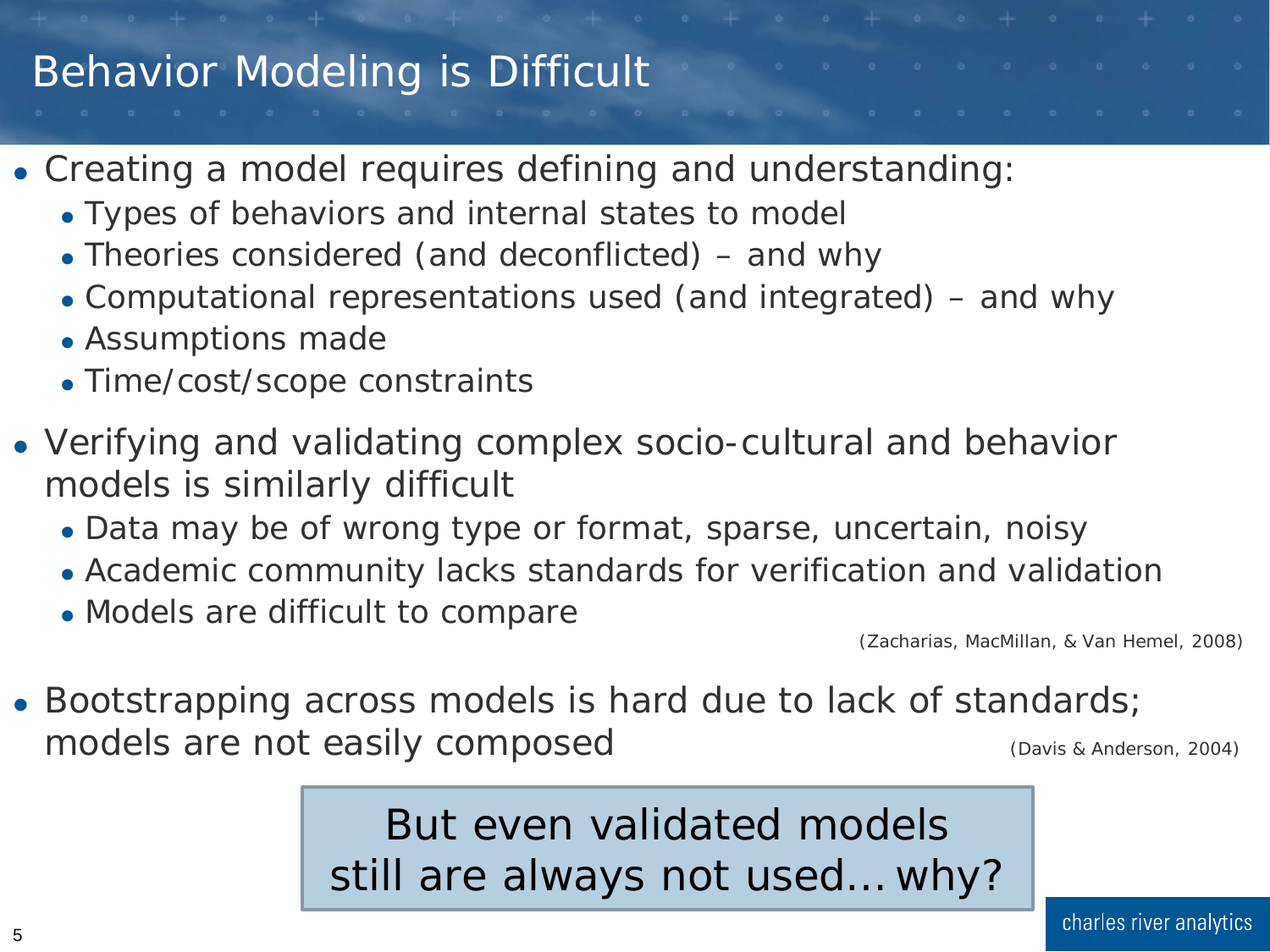# Behavior Modeling is Difficult

- Creating a model requires defining and understanding:
  - Types of behaviors and internal states to model
  - Theories considered (and deconflicted) – and why
  - Computational representations used (and integrated) – and why
  - Assumptions made
  - Time/cost/scope constraints
- Verifying and validating complex socio-cultural and behavior models is similarly difficult
  - Data may be of wrong type or format, sparse, uncertain, noisy
  - Academic community lacks standards for verification and validation
  - Models are difficult to compare

(Zacharias, MacMillan, & Van Hemel, 2008)

- Bootstrapping across models is hard due to lack of standards; models are not easily composed

(Davis & Anderson, 2004)

But even validated models still are always not used… why?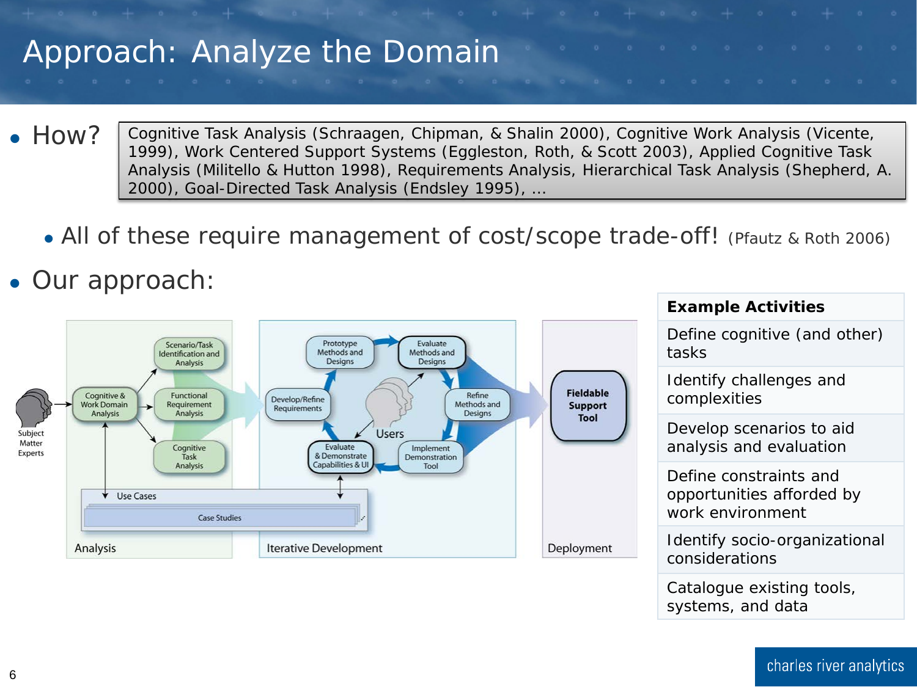# Approach: Analyze the Domain

- How?

  Cognitive Task Analysis (Schraagen, Chipman, & Shalin 2000), Cognitive Work Analysis (Vicente, 1999), Work Centered Support Systems (Eggleston, Roth, & Scott 2003), Applied Cognitive Task Analysis (Militello & Hutton 1998), Requirements Analysis, Hierarchical Task Analysis (Shepherd, A. 2000), Goal-Directed Task Analysis (Endsley 1995), …

  - All of these require management of cost/scope trade-off! (Pfautz & Roth 2006)

- Our approach:

| Example Activities |
| --- |
| Define cognitive (and other) tasks |
| Identify challenges and complexities |
| Develop scenarios to aid analysis and evaluation |
| Define constraints and opportunities afforded by work environment |
| Identify socio-organizational considerations |
| Catalogue existing tools, systems, and data |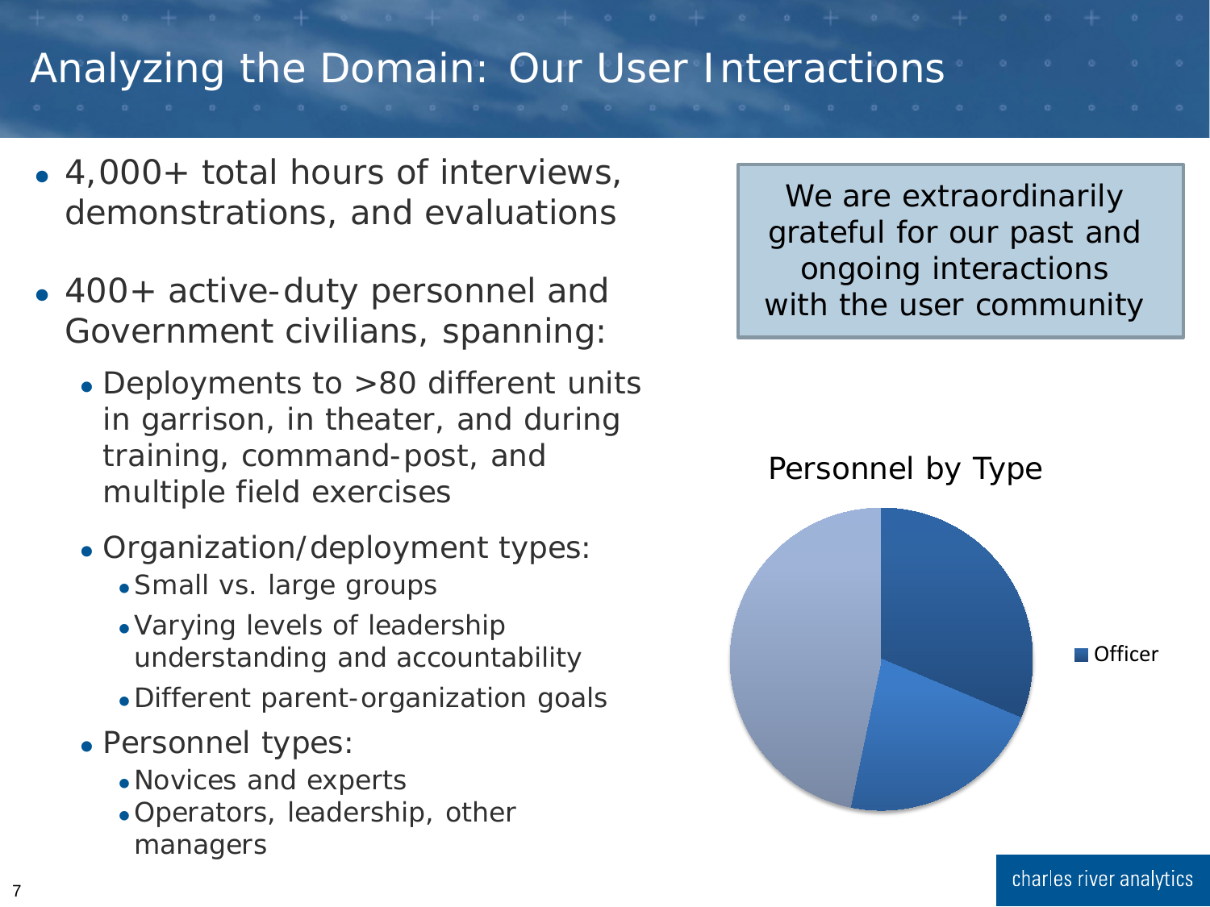# Analyzing the Domain: Our User Interactions

- 4,000+ total hours of interviews, demonstrations, and evaluations
- 400+ active-duty personnel and Government civilians, spanning:
  - Deployments to >80 different units in garrison, in theater, and during training, command-post, and multiple field exercises
  - Organization/deployment types:
    - Small vs. large groups
    - Varying levels of leadership understanding and accountability
    - Different parent-organization goals
  - Personnel types:
    - Novices and experts
    - Operators, leadership, other managers

We are extraordinarily grateful for our past and ongoing interactions with the user community

Personnel by Type

Officer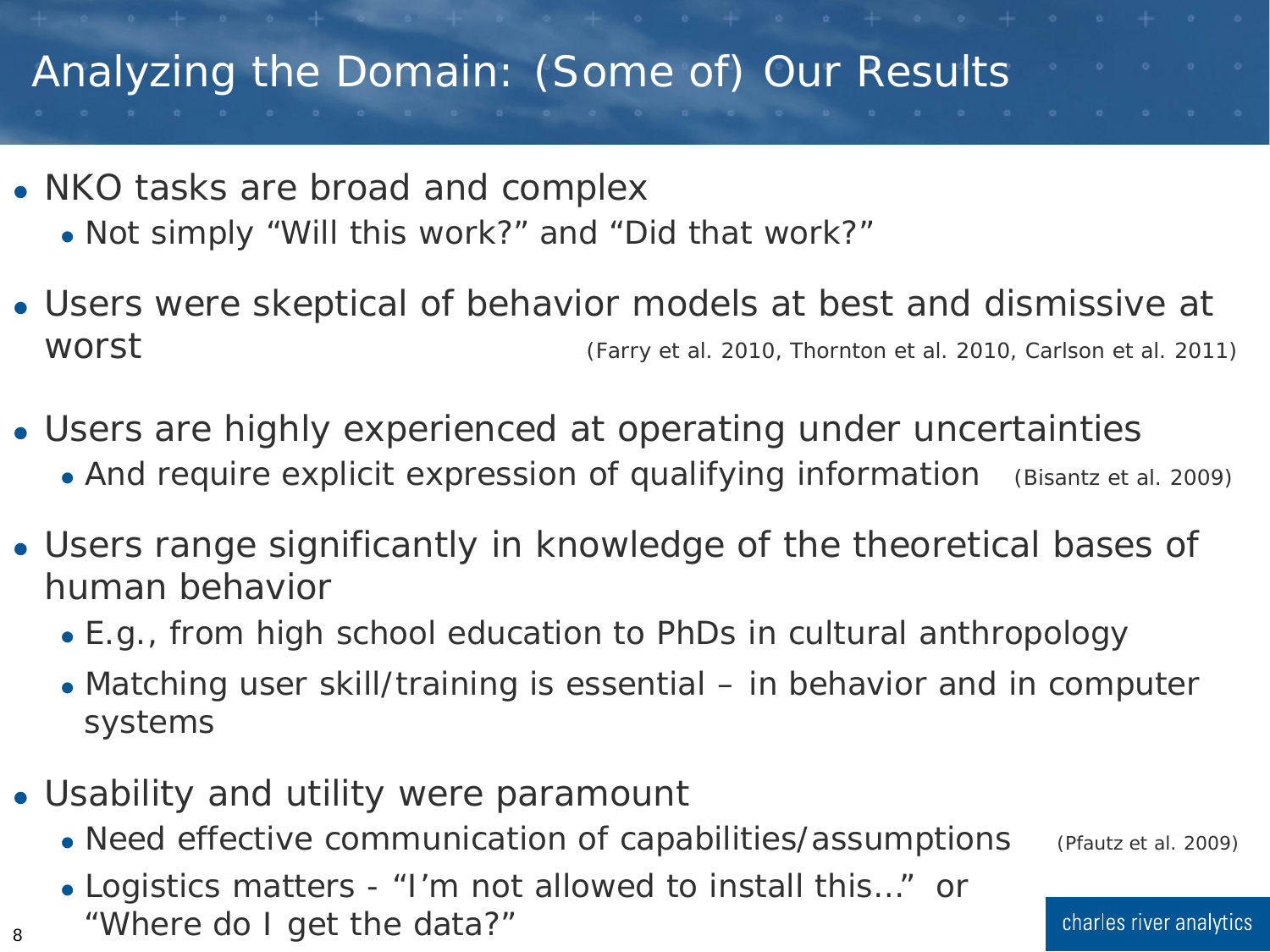# Analyzing the Domain: (Some of) Our Results

- NKO tasks are broad and complex
  - Not simply "Will this work?" and "Did that work?"
- Users were skeptical of behavior models at best and dismissive at worst (Farry et al. 2010, Thornton et al. 2010, Carlson et al. 2011)
- Users are highly experienced at operating under uncertainties
  - And require explicit expression of qualifying information (Bisantz et al. 2009)
- Users range significantly in knowledge of the theoretical bases of human behavior
  - E.g., from high school education to PhDs in cultural anthropology
  - Matching user skill/training is essential – in behavior and in computer systems
- Usability and utility were paramount
  - Need effective communication of capabilities/assumptions (Pfautz et al. 2009)
  - Logistics matters - "I'm not allowed to install this…" or "Where do I get the data?"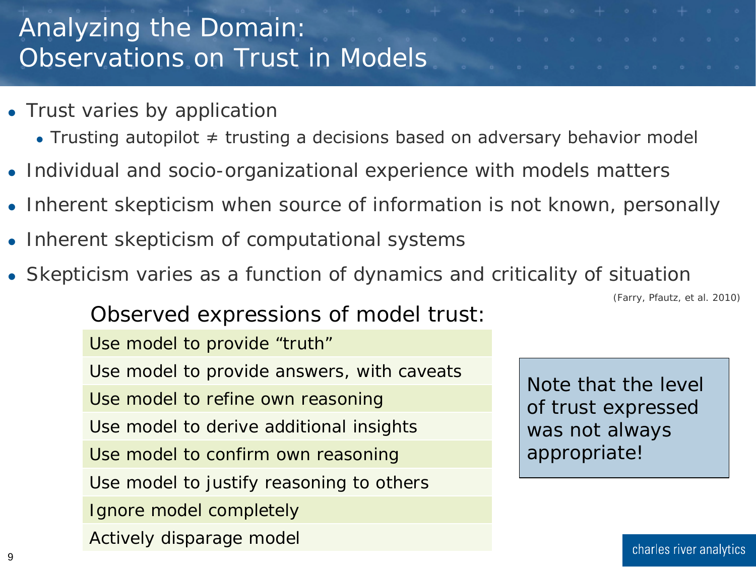# Analyzing the Domain: Observations on Trust in Models

- Trust varies by application
  - Trusting autopilot ≠ trusting a decisions based on adversary behavior model
- Individual and socio-organizational experience with models matters
- Inherent skepticism when source of information is not known, personally
- Inherent skepticism of computational systems
- Skepticism varies as a function of dynamics and criticality of situation

(Farry, Pfautz, et al. 2010)

| Observed expressions of model trust: |
|---|
| Use model to provide "truth" |
| Use model to provide answers, with caveats |
| Use model to refine own reasoning |
| Use model to derive additional insights |
| Use model to confirm own reasoning |
| Use model to justify reasoning to others |
| Ignore model completely |
| Actively disparage model |

Note that the level of trust expressed was not always appropriate!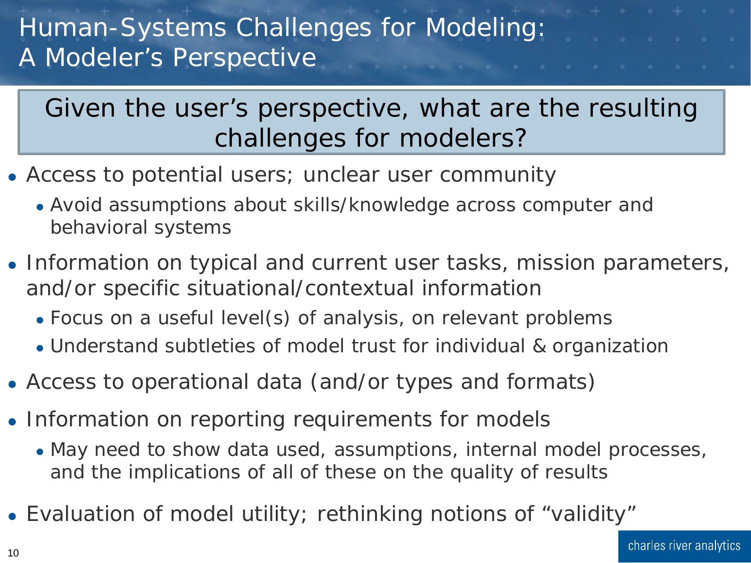# Human-Systems Challenges for Modeling: A Modeler's Perspective

**Given the user's perspective, what are the resulting challenges for modelers?**

- Access to potential users; unclear user community
  - Avoid assumptions about skills/knowledge across computer and behavioral systems
- Information on typical and current user tasks, mission parameters, and/or specific situational/contextual information
  - Focus on a useful level(s) of analysis, on relevant problems
  - Understand subtleties of model trust for individual & organization
- Access to operational data (and/or types and formats)
- Information on reporting requirements for models
  - May need to show data used, assumptions, internal model processes, and the implications of all of these on the quality of results
- Evaluation of model utility; rethinking notions of "validity"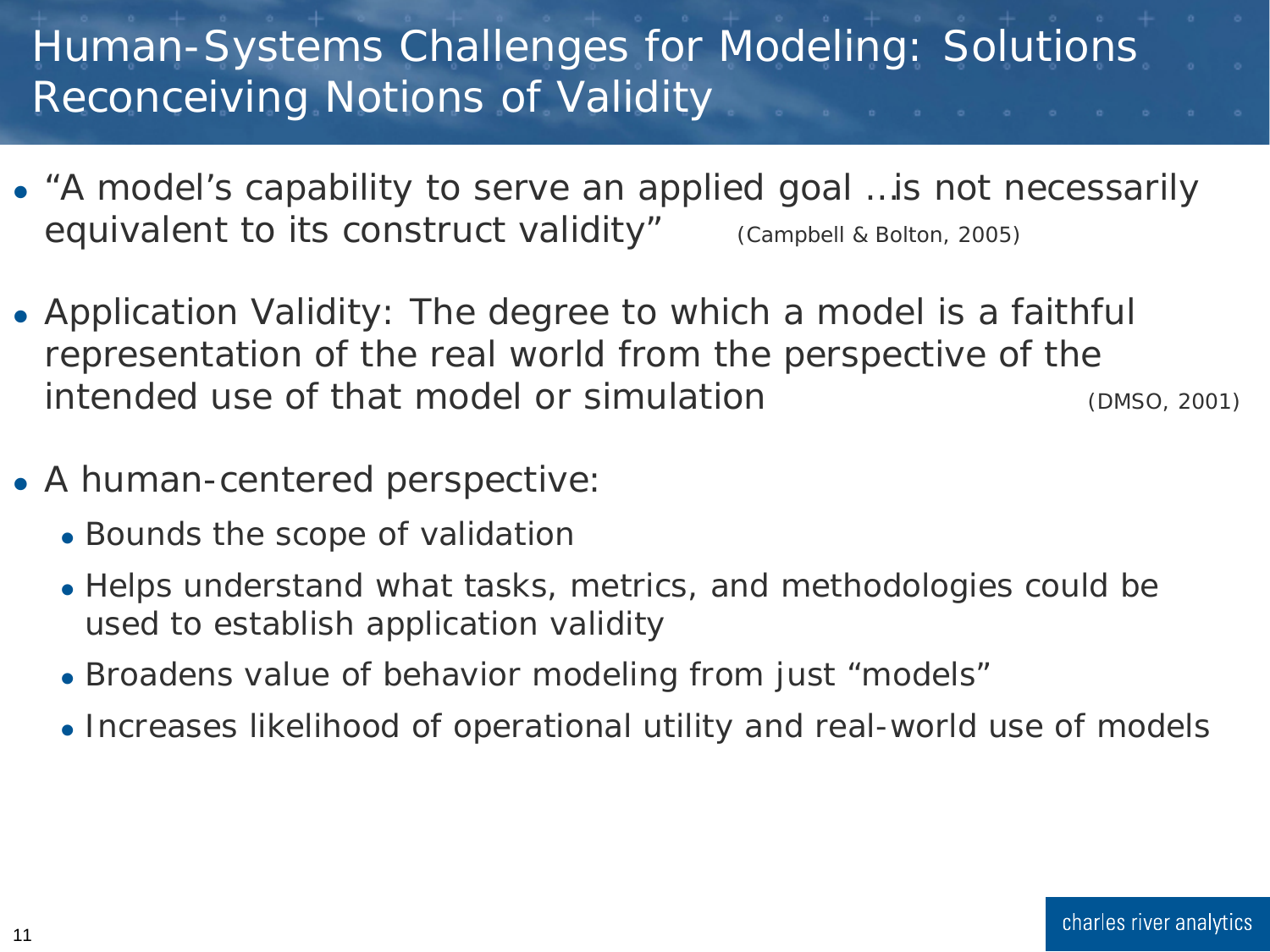# Human-Systems Challenges for Modeling: Solutions Reconceiving Notions of Validity

- "A model's capability to serve an applied goal …is not necessarily equivalent to its construct validity" (Campbell & Bolton, 2005)
- Application Validity: The degree to which a model is a faithful representation of the real world from the perspective of the intended use of that model or simulation (DMSO, 2001)
- A human-centered perspective:
  - Bounds the scope of validation
  - Helps understand what tasks, metrics, and methodologies could be used to establish application validity
  - Broadens value of behavior modeling from just "models"
  - Increases likelihood of operational utility and real-world use of models

charles river analytics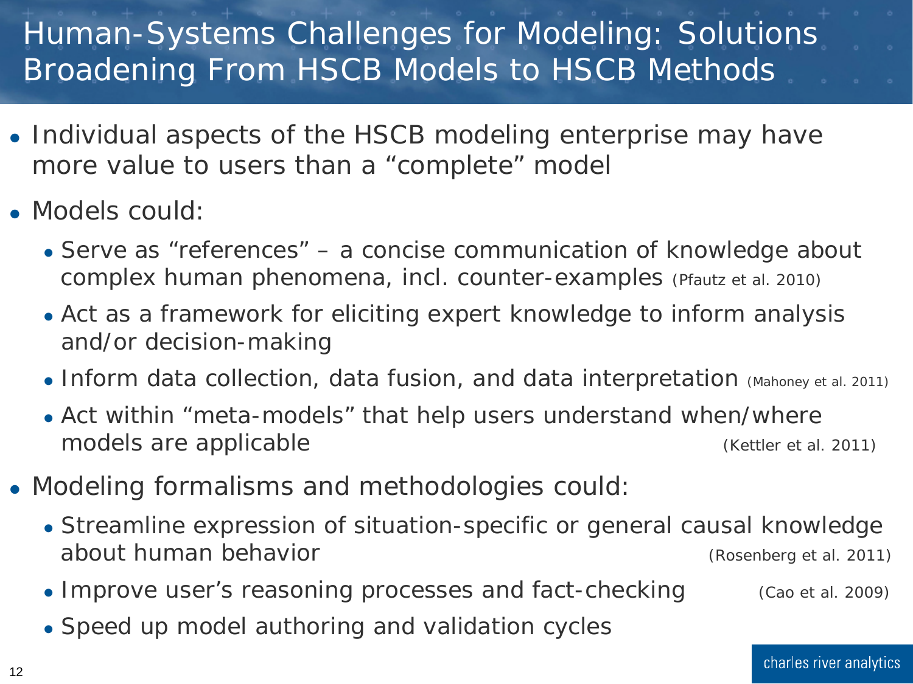# Human-Systems Challenges for Modeling: Solutions Broadening From HSCB Models to HSCB Methods

- Individual aspects of the HSCB modeling enterprise may have more value to users than a "complete" model
- Models could:
  - Serve as "references" – a concise communication of knowledge about complex human phenomena, incl. counter-examples (Pfautz et al. 2010)
  - Act as a framework for eliciting expert knowledge to inform analysis and/or decision-making
  - Inform data collection, data fusion, and data interpretation (Mahoney et al. 2011)
  - Act within "meta-models" that help users understand when/where models are applicable (Kettler et al. 2011)
- Modeling formalisms and methodologies could:
  - Streamline expression of situation-specific or general causal knowledge about human behavior (Rosenberg et al. 2011)
  - Improve user's reasoning processes and fact-checking (Cao et al. 2009)
  - Speed up model authoring and validation cycles

charles river analytics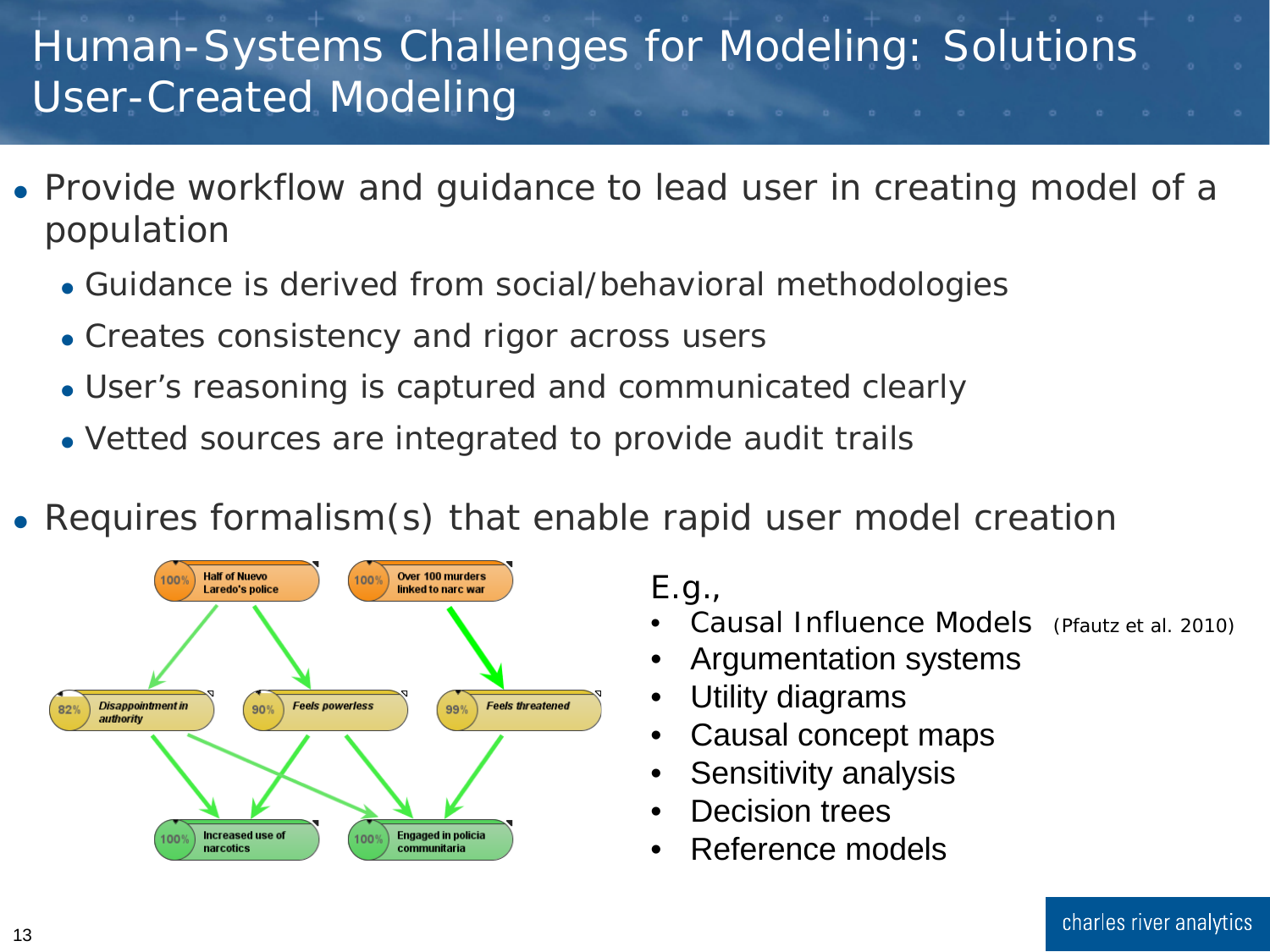# Human-Systems Challenges for Modeling: Solutions User-Created Modeling

- Provide workflow and guidance to lead user in creating model of a population
  - Guidance is derived from social/behavioral methodologies
  - Creates consistency and rigor across users
  - User's reasoning is captured and communicated clearly
  - Vetted sources are integrated to provide audit trails
- Requires formalism(s) that enable rapid user model creation

E.g.,

- Causal Influence Models (Pfautz et al. 2010)
- Argumentation systems
- Utility diagrams
- Causal concept maps
- Sensitivity analysis
- Decision trees
- Reference models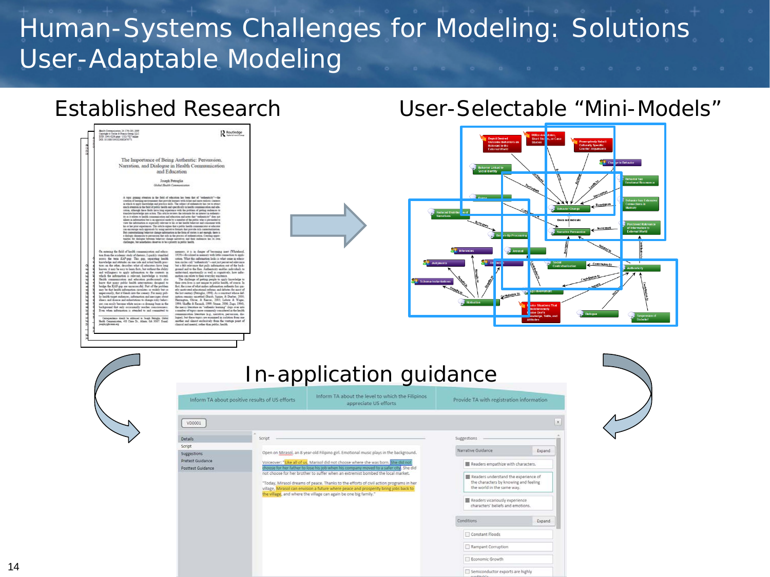# Human-Systems Challenges for Modeling: Solutions
# User-Adaptable Modeling

## Established Research

## User-Selectable "Mini-Models"

## In-application guidance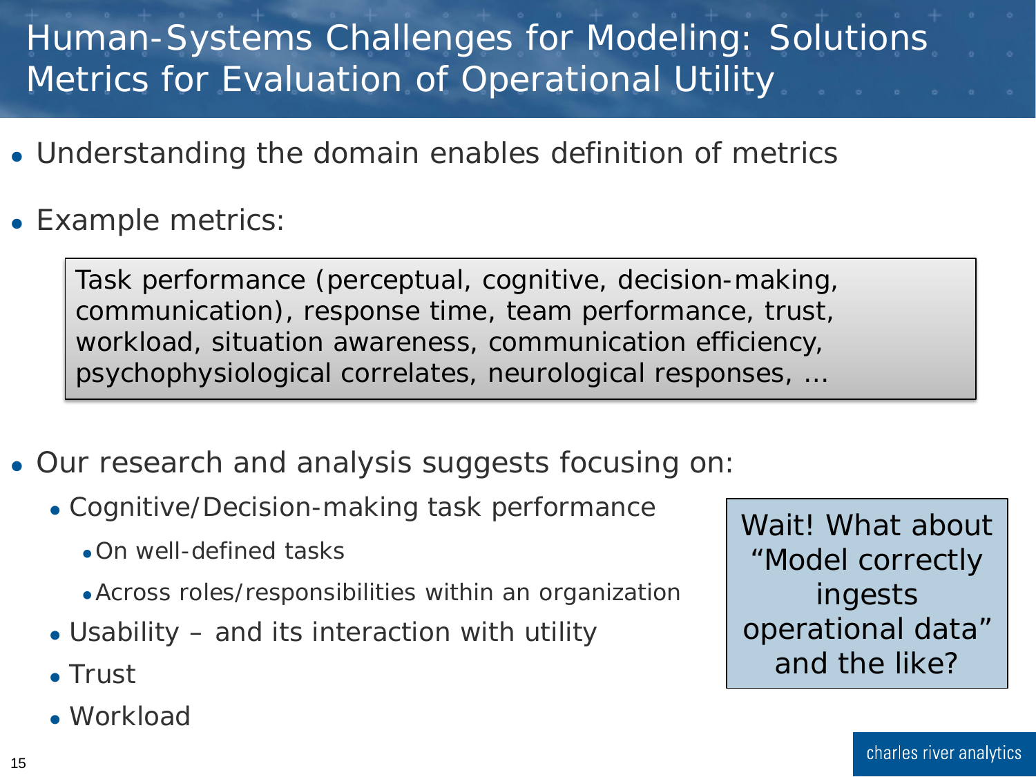# Human-Systems Challenges for Modeling: Solutions
## Metrics for Evaluation of Operational Utility

- Understanding the domain enables definition of metrics
- Example metrics:

> Task performance (perceptual, cognitive, decision-making, communication), response time, team performance, trust, workload, situation awareness, communication efficiency, psychophysiological correlates, neurological responses, ...

- Our research and analysis suggests focusing on:
  - Cognitive/Decision-making task performance
    - On well-defined tasks
    - Across roles/responsibilities within an organization
  - Usability – and its interaction with utility
  - Trust
  - Workload

> Wait! What about "Model correctly ingests operational data" and the like?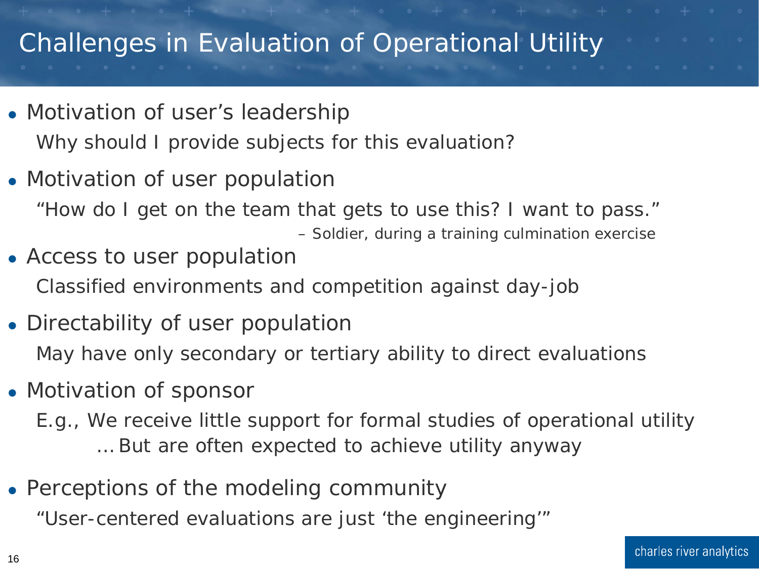# Challenges in Evaluation of Operational Utility

- Motivation of user's leadership

  Why should I provide subjects for this evaluation?

- Motivation of user population

  "How do I get on the team that gets to use this? I want to pass."

  – Soldier, during a training culmination exercise

- Access to user population

  Classified environments and competition against day-job

- Directability of user population

  May have only secondary or tertiary ability to direct evaluations

- Motivation of sponsor

  E.g., We receive little support for formal studies of operational utility

  …But are often expected to achieve utility anyway

- Perceptions of the modeling community

  "User-centered evaluations are just 'the engineering'"

charles river analytics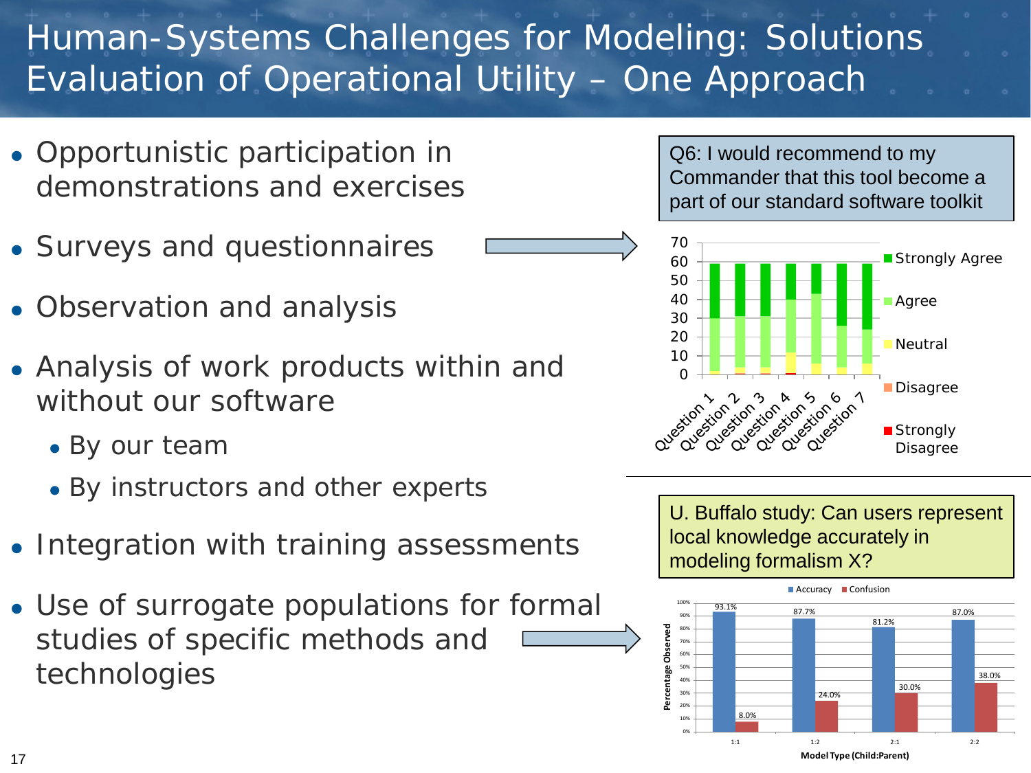# Human-Systems Challenges for Modeling: Solutions
## Evaluation of Operational Utility – One Approach

- Opportunistic participation in demonstrations and exercises
- Surveys and questionnaires
- Observation and analysis
- Analysis of work products within and without our software
  - By our team
  - By instructors and other experts
- Integration with training assessments
- Use of surrogate populations for formal studies of specific methods and technologies

Q6: I would recommend to my Commander that this tool become a part of our standard software toolkit

U. Buffalo study: Can users represent local knowledge accurately in modeling formalism X?

| Model Type (Child:Parent) | Accuracy | Confusion |
|---|---|---|
| 1:1 | 93.1% | 8.0% |
| 1:2 | 87.7% | 24.0% |
| 2:1 | 81.2% | 30.0% |
| 2:2 | 87.0% | 38.0% |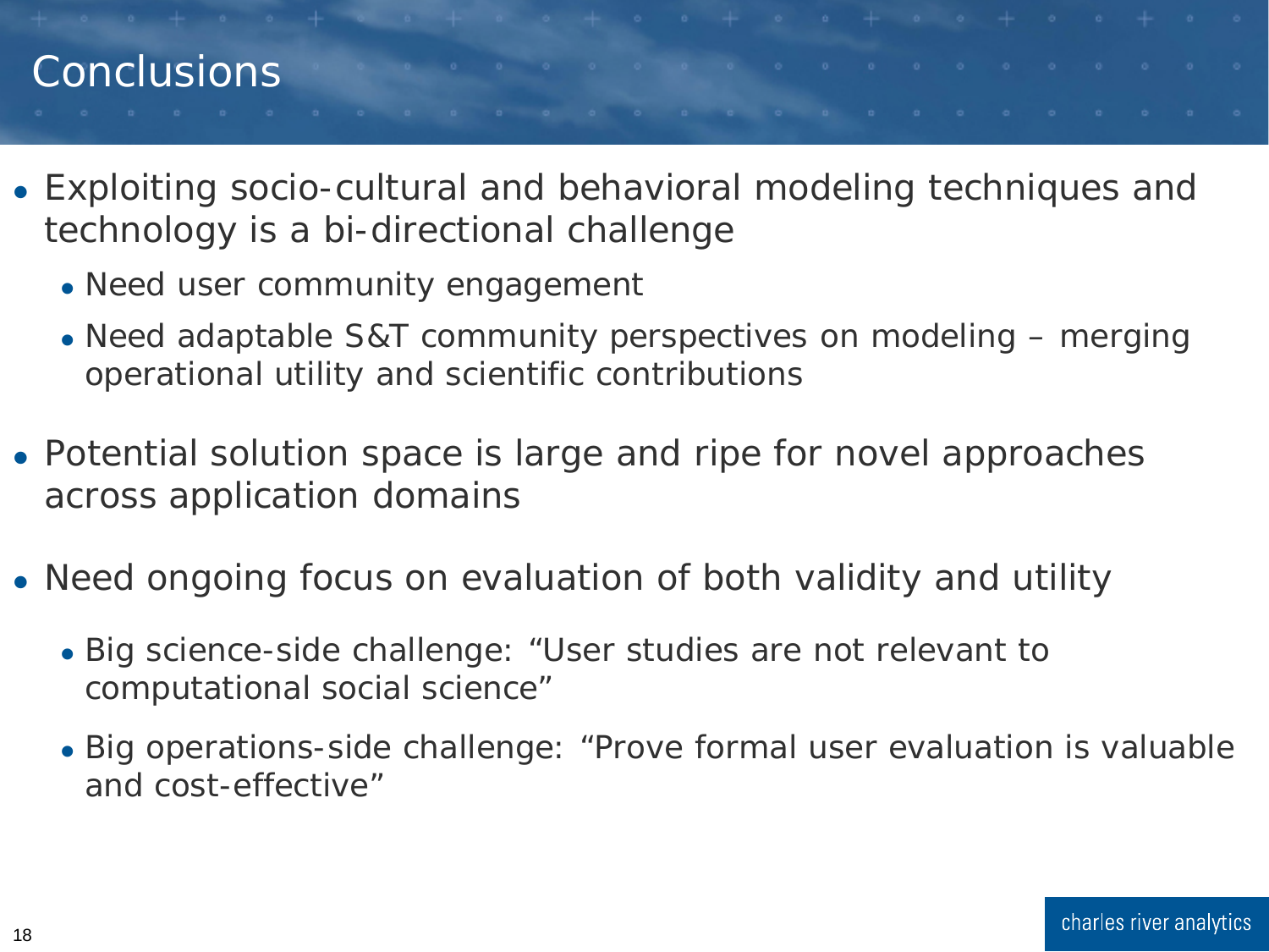# Conclusions

- Exploiting socio-cultural and behavioral modeling techniques and technology is a bi-directional challenge
  - Need user community engagement
  - Need adaptable S&T community perspectives on modeling – merging operational utility and scientific contributions
- Potential solution space is large and ripe for novel approaches across application domains
- Need ongoing focus on evaluation of both validity and utility
  - Big science-side challenge: "User studies are not relevant to computational social science"
  - Big operations-side challenge: "Prove formal user evaluation is valuable and cost-effective"

charles river analytics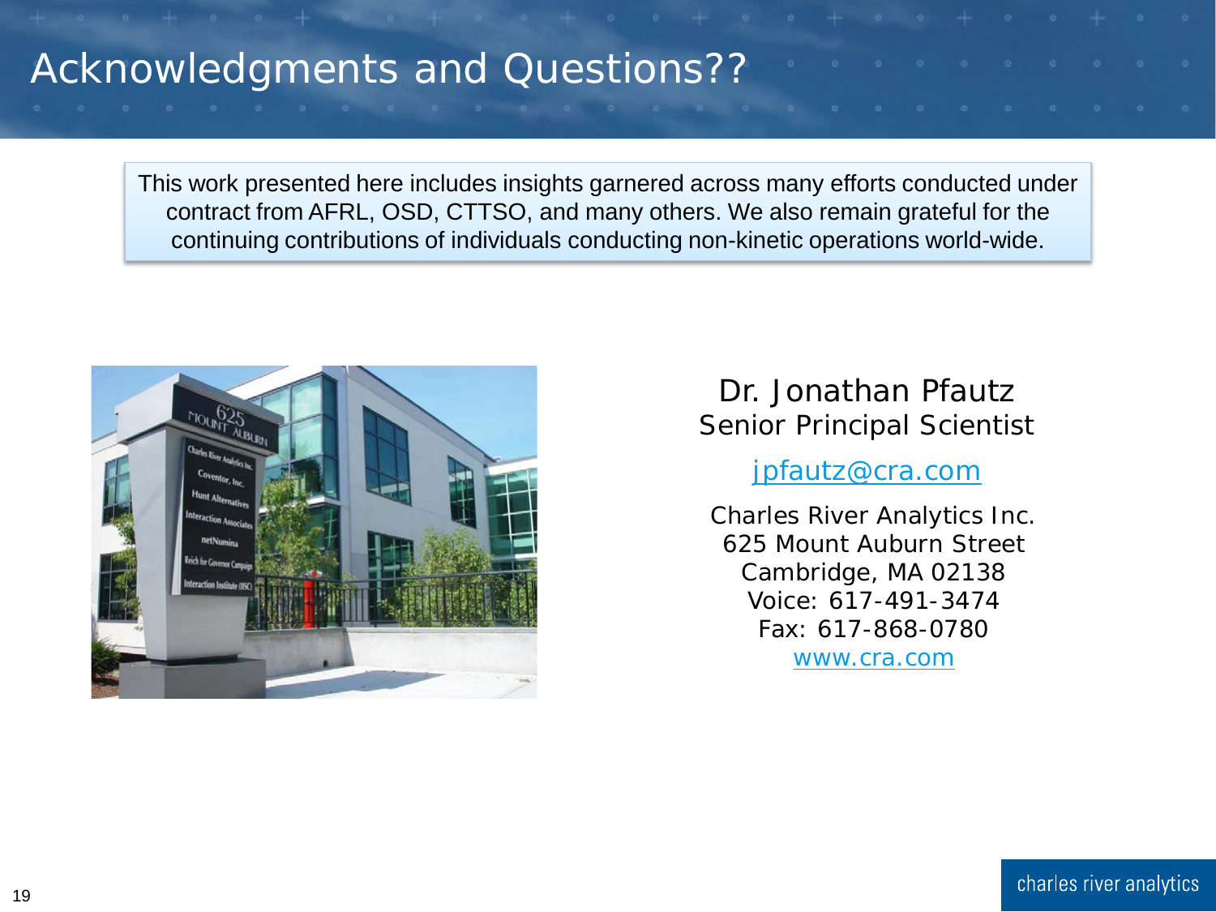# Acknowledgments and Questions??

This work presented here includes insights garnered across many efforts conducted under contract from AFRL, OSD, CTTSO, and many others. We also remain grateful for the continuing contributions of individuals conducting non-kinetic operations world-wide.

Dr. Jonathan Pfautz
Senior Principal Scientist

jpfautz@cra.com

Charles River Analytics Inc.
625 Mount Auburn Street
Cambridge, MA 02138
Voice: 617-491-3474
Fax: 617-868-0780
www.cra.com

charles river analytics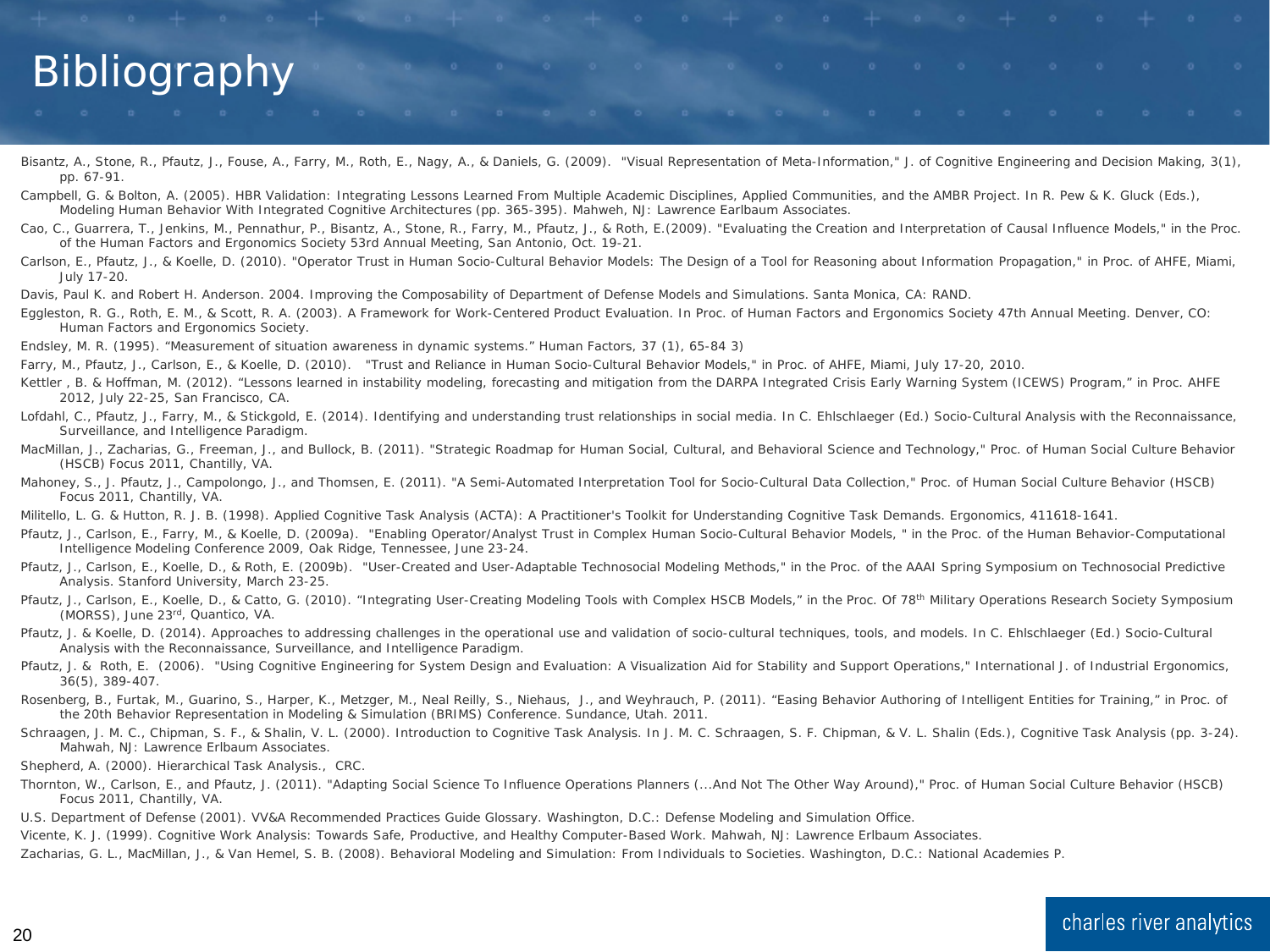# Bibliography

Bisantz, A., Stone, R., Pfautz, J., Fouse, A., Farry, M., Roth, E., Nagy, A., & Daniels, G. (2009). "Visual Representation of Meta-Information," J. of Cognitive Engineering and Decision Making, 3(1), pp. 67-91.

Campbell, G. & Bolton, A. (2005). HBR Validation: Integrating Lessons Learned From Multiple Academic Disciplines, Applied Communities, and the AMBR Project. In R. Pew & K. Gluck (Eds.), Modeling Human Behavior With Integrated Cognitive Architectures (pp. 365-395). Mahweh, NJ: Lawrence Earlbaum Associates.

Cao, C., Guarrera, T., Jenkins, M., Pennathur, P., Bisantz, A., Stone, R., Farry, M., Pfautz, J., & Roth, E.(2009). "Evaluating the Creation and Interpretation of Causal Influence Models," in the Proc. of the Human Factors and Ergonomics Society 53rd Annual Meeting, San Antonio, Oct. 19-21.

Carlson, E., Pfautz, J., & Koelle, D. (2010). "Operator Trust in Human Socio-Cultural Behavior Models: The Design of a Tool for Reasoning about Information Propagation," in Proc. of AHFE, Miami, July 17-20.

Davis, Paul K. and Robert H. Anderson. 2004. Improving the Composability of Department of Defense Models and Simulations. Santa Monica, CA: RAND.

Eggleston, R. G., Roth, E. M., & Scott, R. A. (2003). A Framework for Work-Centered Product Evaluation. In Proc. of Human Factors and Ergonomics Society 47th Annual Meeting. Denver, CO: Human Factors and Ergonomics Society.

Endsley, M. R. (1995). "Measurement of situation awareness in dynamic systems." Human Factors, 37 (1), 65-84 3)

Farry, M., Pfautz, J., Carlson, E., & Koelle, D. (2010). "Trust and Reliance in Human Socio-Cultural Behavior Models," in Proc. of AHFE, Miami, July 17-20, 2010.

Kettler , B. & Hoffman, M. (2012). "Lessons learned in instability modeling, forecasting and mitigation from the DARPA Integrated Crisis Early Warning System (ICEWS) Program," in Proc. AHFE 2012, July 22-25, San Francisco, CA.

Lofdahl, C., Pfautz, J., Farry, M., & Stickgold, E. (2014). Identifying and understanding trust relationships in social media. In C. Ehlschlaeger (Ed.) Socio-Cultural Analysis with the Reconnaissance, Surveillance, and Intelligence Paradigm.

MacMillan, J., Zacharias, G., Freeman, J., and Bullock, B. (2011). "Strategic Roadmap for Human Social, Cultural, and Behavioral Science and Technology," Proc. of Human Social Culture Behavior (HSCB) Focus 2011, Chantilly, VA.

Mahoney, S., J. Pfautz, J., Campolongo, J., and Thomsen, E. (2011). "A Semi-Automated Interpretation Tool for Socio-Cultural Data Collection," Proc. of Human Social Culture Behavior (HSCB) Focus 2011, Chantilly, VA.

Militello, L. G. & Hutton, R. J. B. (1998). Applied Cognitive Task Analysis (ACTA): A Practitioner's Toolkit for Understanding Cognitive Task Demands. Ergonomics, 411618-1641.

Pfautz, J., Carlson, E., Farry, M., & Koelle, D. (2009a). "Enabling Operator/Analyst Trust in Complex Human Socio-Cultural Behavior Models, " in the Proc. of the Human Behavior-Computational Intelligence Modeling Conference 2009, Oak Ridge, Tennessee, June 23-24.

Pfautz, J., Carlson, E., Koelle, D., & Roth, E. (2009b). "User-Created and User-Adaptable Technosocial Modeling Methods," in the Proc. of the AAAI Spring Symposium on Technosocial Predictive Analysis. Stanford University, March 23-25.

Pfautz, J., Carlson, E., Koelle, D., & Catto, G. (2010). "Integrating User-Creating Modeling Tools with Complex HSCB Models," in the Proc. Of 78th Military Operations Research Society Symposium (MORSS), June 23rd, Quantico, VA.

Pfautz, J. & Koelle, D. (2014). Approaches to addressing challenges in the operational use and validation of socio-cultural techniques, tools, and models. In C. Ehlschlaeger (Ed.) Socio-Cultural Analysis with the Reconnaissance, Surveillance, and Intelligence Paradigm.

Pfautz, J. & Roth, E. (2006). "Using Cognitive Engineering for System Design and Evaluation: A Visualization Aid for Stability and Support Operations," International J. of Industrial Ergonomics, 36(5), 389-407.

Rosenberg, B., Furtak, M., Guarino, S., Harper, K., Metzger, M., Neal Reilly, S., Niehaus, J., and Weyhrauch, P. (2011). "Easing Behavior Authoring of Intelligent Entities for Training," in Proc. of the 20th Behavior Representation in Modeling & Simulation (BRIMS) Conference. Sundance, Utah. 2011.

Schraagen, J. M. C., Chipman, S. F., & Shalin, V. L. (2000). Introduction to Cognitive Task Analysis. In J. M. C. Schraagen, S. F. Chipman, & V. L. Shalin (Eds.), Cognitive Task Analysis (pp. 3-24). Mahwah, NJ: Lawrence Erlbaum Associates.

Shepherd, A. (2000). Hierarchical Task Analysis., CRC.

Thornton, W., Carlson, E., and Pfautz, J. (2011). "Adapting Social Science To Influence Operations Planners (...And Not The Other Way Around)," Proc. of Human Social Culture Behavior (HSCB) Focus 2011, Chantilly, VA.

U.S. Department of Defense (2001). VV&A Recommended Practices Guide Glossary. Washington, D.C.: Defense Modeling and Simulation Office.

Vicente, K. J. (1999). Cognitive Work Analysis: Towards Safe, Productive, and Healthy Computer-Based Work. Mahwah, NJ: Lawrence Erlbaum Associates.

Zacharias, G. L., MacMillan, J., & Van Hemel, S. B. (2008). Behavioral Modeling and Simulation: From Individuals to Societies. Washington, D.C.: National Academies P.